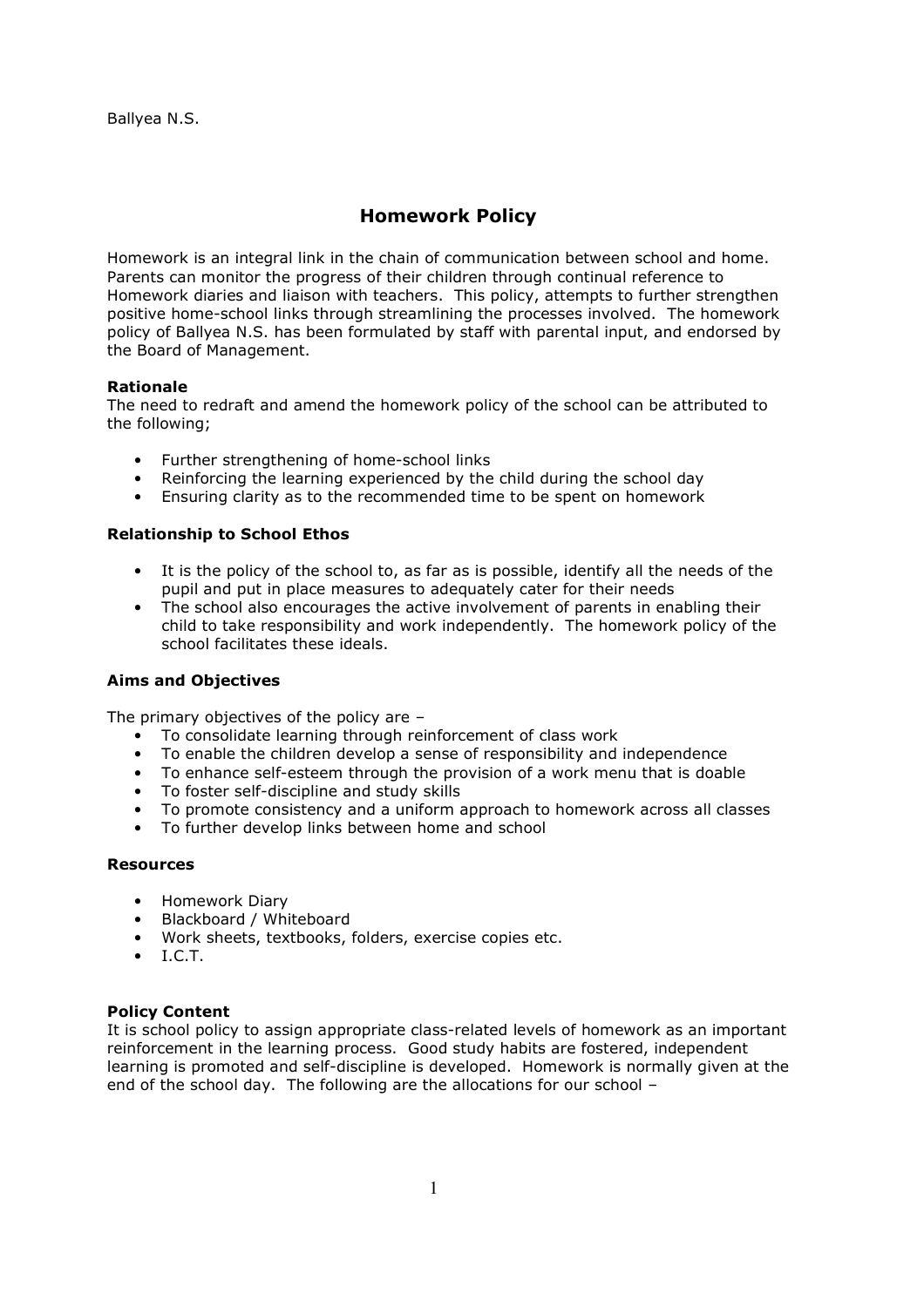Ballyea N.S.

# Homework Policy

Homework is an integral link in the chain of communication between school and home. Parents can monitor the progress of their children through continual reference to Homework diaries and liaison with teachers. This policy, attempts to further strengthen positive home-school links through streamlining the processes involved. The homework policy of Ballyea N.S. has been formulated by staff with parental input, and endorsed by the Board of Management.

### Rationale

The need to redraft and amend the homework policy of the school can be attributed to the following;

- Further strengthening of home-school links
- Reinforcing the learning experienced by the child during the school day
- Ensuring clarity as to the recommended time to be spent on homework

### Relationship to School Ethos

- It is the policy of the school to, as far as is possible, identify all the needs of the pupil and put in place measures to adequately cater for their needs
- The school also encourages the active involvement of parents in enabling their child to take responsibility and work independently. The homework policy of the school facilitates these ideals.

### Aims and Objectives

The primary objectives of the policy are –

- To consolidate learning through reinforcement of class work
- To enable the children develop a sense of responsibility and independence
- To enhance self-esteem through the provision of a work menu that is doable
- To foster self-discipline and study skills
- To promote consistency and a uniform approach to homework across all classes
- To further develop links between home and school

### Resources

- Homework Diary
- Blackboard / Whiteboard
- Work sheets, textbooks, folders, exercise copies etc.
- I.C.T.

### Policy Content

It is school policy to assign appropriate class-related levels of homework as an important reinforcement in the learning process. Good study habits are fostered, independent learning is promoted and self-discipline is developed. Homework is normally given at the end of the school day. The following are the allocations for our school –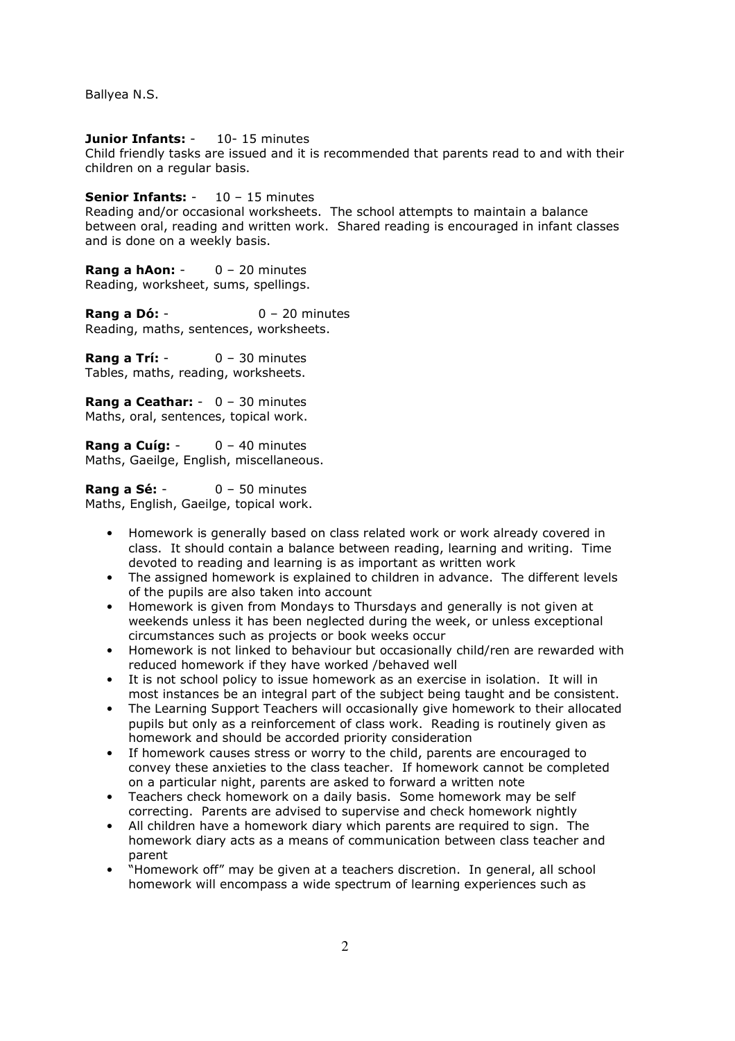Ballyea N.S.

**Junior Infants:** - 10- 15 minutes
Child friendly tasks are issued and it is recommended that parents read to and with their children on a regular basis.

**Senior Infants:** - 10 – 15 minutes
Reading and/or occasional worksheets. The school attempts to maintain a balance between oral, reading and written work. Shared reading is encouraged in infant classes and is done on a weekly basis.

**Rang a hAon:** - 0 – 20 minutes
Reading, worksheet, sums, spellings.

**Rang a Dó:** - 0 – 20 minutes
Reading, maths, sentences, worksheets.

**Rang a Trí:** - 0 – 30 minutes
Tables, maths, reading, worksheets.

**Rang a Ceathar:** - 0 – 30 minutes
Maths, oral, sentences, topical work.

**Rang a Cuíg:** - 0 – 40 minutes
Maths, Gaeilge, English, miscellaneous.

**Rang a Sé:** - 0 – 50 minutes
Maths, English, Gaeilge, topical work.

- Homework is generally based on class related work or work already covered in class. It should contain a balance between reading, learning and writing. Time devoted to reading and learning is as important as written work
- The assigned homework is explained to children in advance. The different levels of the pupils are also taken into account
- Homework is given from Mondays to Thursdays and generally is not given at weekends unless it has been neglected during the week, or unless exceptional circumstances such as projects or book weeks occur
- Homework is not linked to behaviour but occasionally child/ren are rewarded with reduced homework if they have worked /behaved well
- It is not school policy to issue homework as an exercise in isolation. It will in most instances be an integral part of the subject being taught and be consistent.
- The Learning Support Teachers will occasionally give homework to their allocated pupils but only as a reinforcement of class work. Reading is routinely given as homework and should be accorded priority consideration
- If homework causes stress or worry to the child, parents are encouraged to convey these anxieties to the class teacher. If homework cannot be completed on a particular night, parents are asked to forward a written note
- Teachers check homework on a daily basis. Some homework may be self correcting. Parents are advised to supervise and check homework nightly
- All children have a homework diary which parents are required to sign. The homework diary acts as a means of communication between class teacher and parent
- "Homework off" may be given at a teachers discretion. In general, all school homework will encompass a wide spectrum of learning experiences such as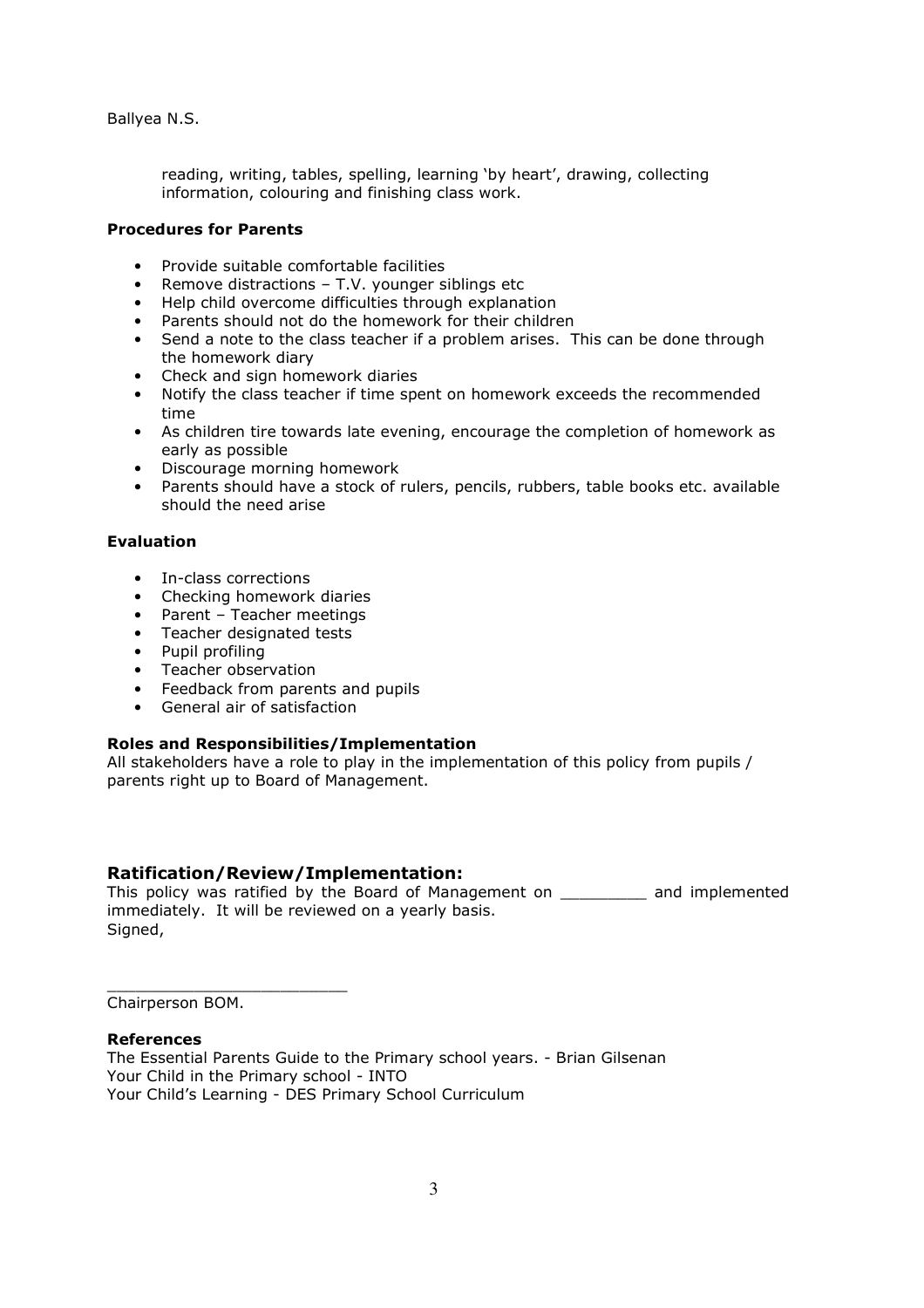reading, writing, tables, spelling, learning 'by heart', drawing, collecting information, colouring and finishing class work.

**Procedures for Parents**

- Provide suitable comfortable facilities
- Remove distractions – T.V. younger siblings etc
- Help child overcome difficulties through explanation
- Parents should not do the homework for their children
- Send a note to the class teacher if a problem arises. This can be done through the homework diary
- Check and sign homework diaries
- Notify the class teacher if time spent on homework exceeds the recommended time
- As children tire towards late evening, encourage the completion of homework as early as possible
- Discourage morning homework
- Parents should have a stock of rulers, pencils, rubbers, table books etc. available should the need arise

**Evaluation**

- In-class corrections
- Checking homework diaries
- Parent – Teacher meetings
- Teacher designated tests
- Pupil profiling
- Teacher observation
- Feedback from parents and pupils
- General air of satisfaction

**Roles and Responsibilities/Implementation**

All stakeholders have a role to play in the implementation of this policy from pupils / parents right up to Board of Management.

## Ratification/Review/Implementation:

This policy was ratified by the Board of Management on _________ and implemented immediately. It will be reviewed on a yearly basis.

Signed,

_________________________

Chairperson BOM.

**References**

The Essential Parents Guide to the Primary school years. - Brian Gilsenan

Your Child in the Primary school - INTO

Your Child's Learning - DES Primary School Curriculum